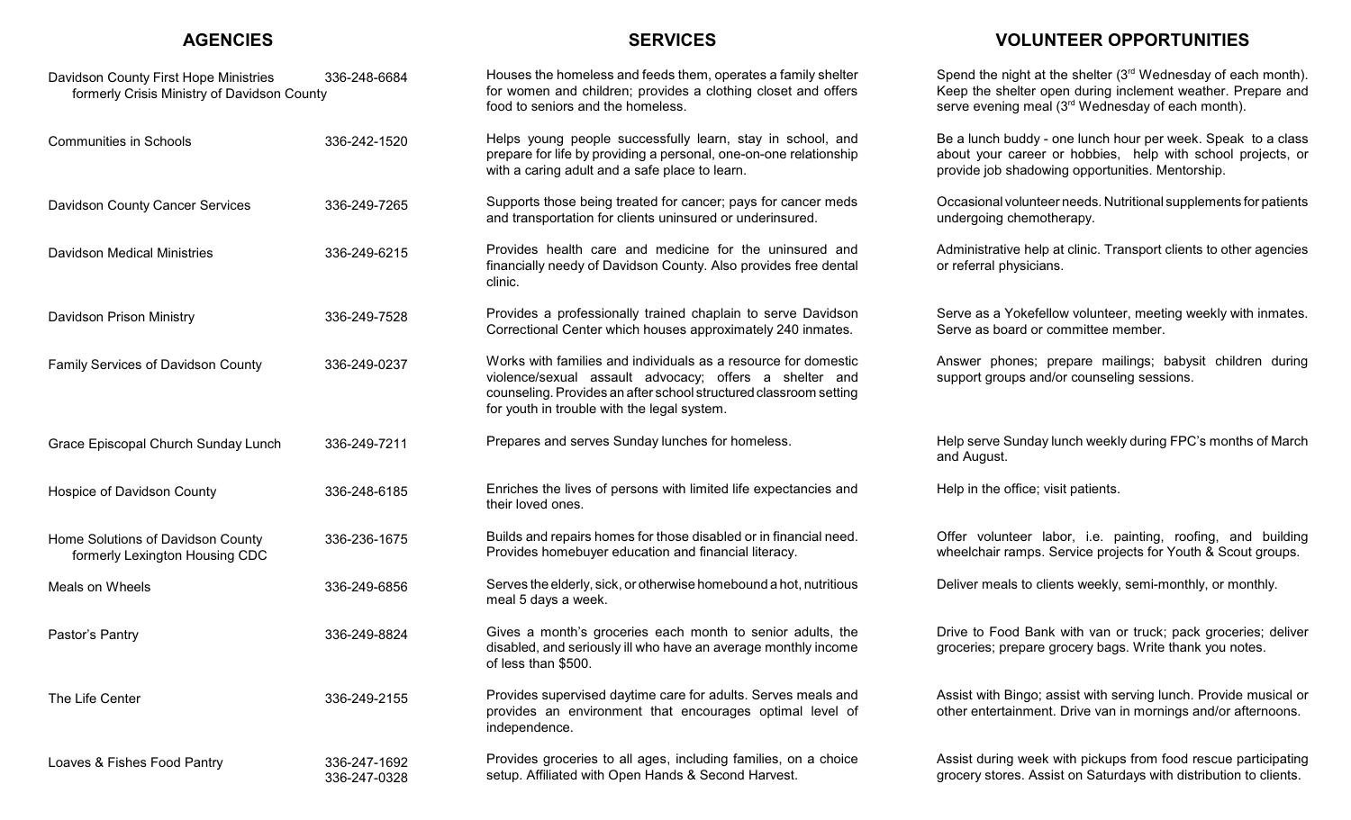| AGENCIES | | SERVICES | VOLUNTEER OPPORTUNITIES |
|---|---|---|---|
| Davidson County First Hope Ministries formerly Crisis Ministry of Davidson County | 336-248-6684 | Houses the homeless and feeds them, operates a family shelter for women and children; provides a clothing closet and offers food to seniors and the homeless. | Spend the night at the shelter (3rd Wednesday of each month). Keep the shelter open during inclement weather. Prepare and serve evening meal (3rd Wednesday of each month). |
| Communities in Schools | 336-242-1520 | Helps young people successfully learn, stay in school, and prepare for life by providing a personal, one-on-one relationship with a caring adult and a safe place to learn. | Be a lunch buddy - one lunch hour per week. Speak to a class about your career or hobbies, help with school projects, or provide job shadowing opportunities. Mentorship. |
| Davidson County Cancer Services | 336-249-7265 | Supports those being treated for cancer; pays for cancer meds and transportation for clients uninsured or underinsured. | Occasional volunteer needs. Nutritional supplements for patients undergoing chemotherapy. |
| Davidson Medical Ministries | 336-249-6215 | Provides health care and medicine for the uninsured and financially needy of Davidson County. Also provides free dental clinic. | Administrative help at clinic. Transport clients to other agencies or referral physicians. |
| Davidson Prison Ministry | 336-249-7528 | Provides a professionally trained chaplain to serve Davidson Correctional Center which houses approximately 240 inmates. | Serve as a Yokefellow volunteer, meeting weekly with inmates. Serve as board or committee member. |
| Family Services of Davidson County | 336-249-0237 | Works with families and individuals as a resource for domestic violence/sexual assault advocacy; offers a shelter and counseling. Provides an after school structured classroom setting for youth in trouble with the legal system. | Answer phones; prepare mailings; babysit children during support groups and/or counseling sessions. |
| Grace Episcopal Church Sunday Lunch | 336-249-7211 | Prepares and serves Sunday lunches for homeless. | Help serve Sunday lunch weekly during FPC's months of March and August. |
| Hospice of Davidson County | 336-248-6185 | Enriches the lives of persons with limited life expectancies and their loved ones. | Help in the office; visit patients. |
| Home Solutions of Davidson County formerly Lexington Housing CDC | 336-236-1675 | Builds and repairs homes for those disabled or in financial need. Provides homebuyer education and financial literacy. | Offer volunteer labor, i.e. painting, roofing, and building wheelchair ramps. Service projects for Youth & Scout groups. |
| Meals on Wheels | 336-249-6856 | Serves the elderly, sick, or otherwise homebound a hot, nutritious meal 5 days a week. | Deliver meals to clients weekly, semi-monthly, or monthly. |
| Pastor's Pantry | 336-249-8824 | Gives a month's groceries each month to senior adults, the disabled, and seriously ill who have an average monthly income of less than $500. | Drive to Food Bank with van or truck; pack groceries; deliver groceries; prepare grocery bags. Write thank you notes. |
| The Life Center | 336-249-2155 | Provides supervised daytime care for adults. Serves meals and provides an environment that encourages optimal level of independence. | Assist with Bingo; assist with serving lunch. Provide musical or other entertainment. Drive van in mornings and/or afternoons. |
| Loaves & Fishes Food Pantry | 336-247-1692 336-247-0328 | Provides groceries to all ages, including families, on a choice setup. Affiliated with Open Hands & Second Harvest. | Assist during week with pickups from food rescue participating grocery stores. Assist on Saturdays with distribution to clients. |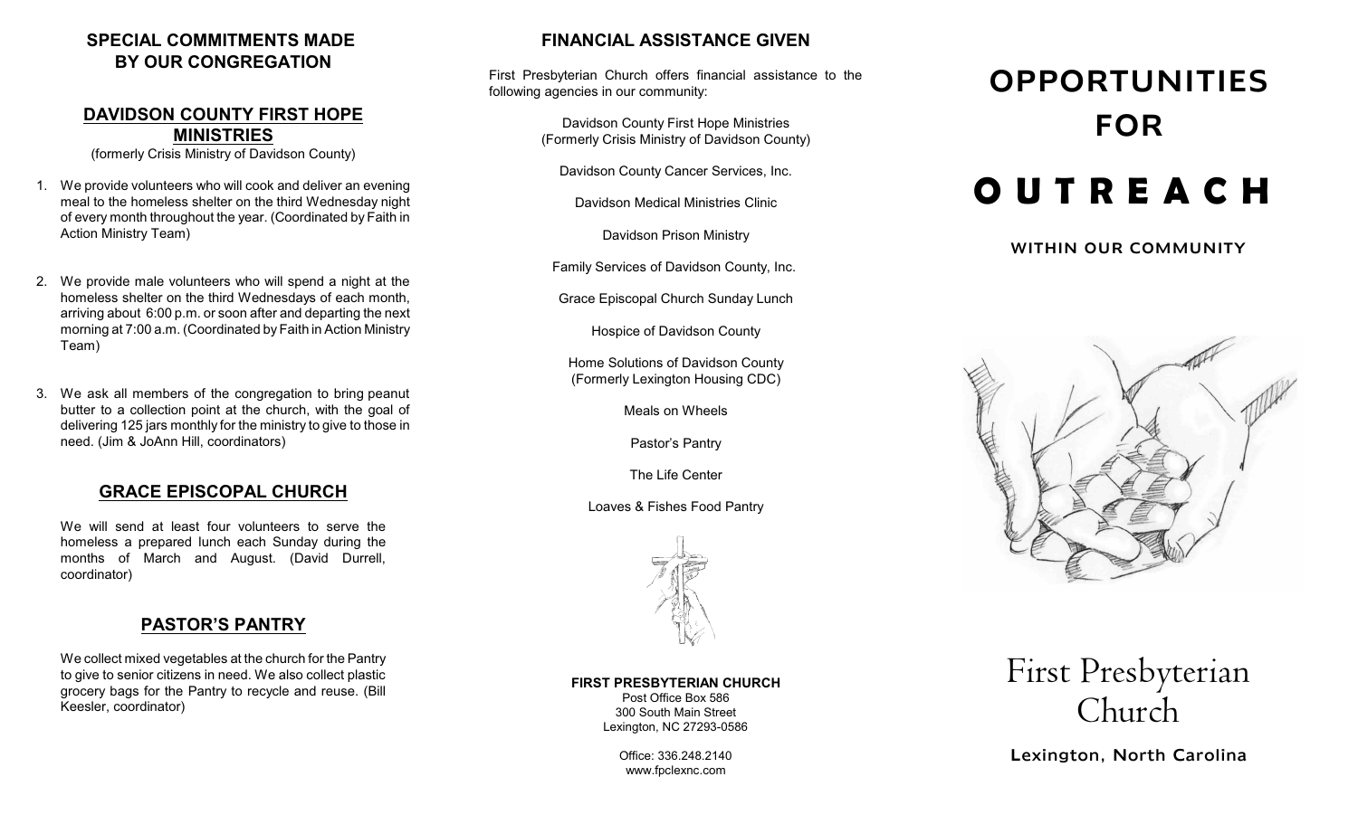## SPECIAL COMMITMENTS MADE BY OUR CONGREGATION

### DAVIDSON COUNTY FIRST HOPE MINISTRIES

(formerly Crisis Ministry of Davidson County)

1. We provide volunteers who will cook and deliver an evening meal to the homeless shelter on the third Wednesday night of every month throughout the year. (Coordinated by Faith in Action Ministry Team)

2. We provide male volunteers who will spend a night at the homeless shelter on the third Wednesdays of each month, arriving about 6:00 p.m. or soon after and departing the next morning at 7:00 a.m. (Coordinated by Faith in Action Ministry Team)

3. We ask all members of the congregation to bring peanut butter to a collection point at the church, with the goal of delivering 125 jars monthly for the ministry to give to those in need. (Jim & JoAnn Hill, coordinators)

### GRACE EPISCOPAL CHURCH

We will send at least four volunteers to serve the homeless a prepared lunch each Sunday during the months of March and August. (David Durrell, coordinator)

### PASTOR'S PANTRY

We collect mixed vegetables at the church for the Pantry to give to senior citizens in need. We also collect plastic grocery bags for the Pantry to recycle and reuse. (Bill Keesler, coordinator)

## FINANCIAL ASSISTANCE GIVEN

First Presbyterian Church offers financial assistance to the following agencies in our community:

Davidson County First Hope Ministries
(Formerly Crisis Ministry of Davidson County)

Davidson County Cancer Services, Inc.

Davidson Medical Ministries Clinic

Davidson Prison Ministry

Family Services of Davidson County, Inc.

Grace Episcopal Church Sunday Lunch

Hospice of Davidson County

Home Solutions of Davidson County
(Formerly Lexington Housing CDC)

Meals on Wheels

Pastor's Pantry

The Life Center

Loaves & Fishes Food Pantry

**FIRST PRESBYTERIAN CHURCH**
Post Office Box 586
300 South Main Street
Lexington, NC 27293-0586

Office: 336.248.2140
www.fpclexnc.com

# OPPORTUNITIES FOR OUTREACH

**WITHIN OUR COMMUNITY**

First Presbyterian Church

**Lexington, North Carolina**